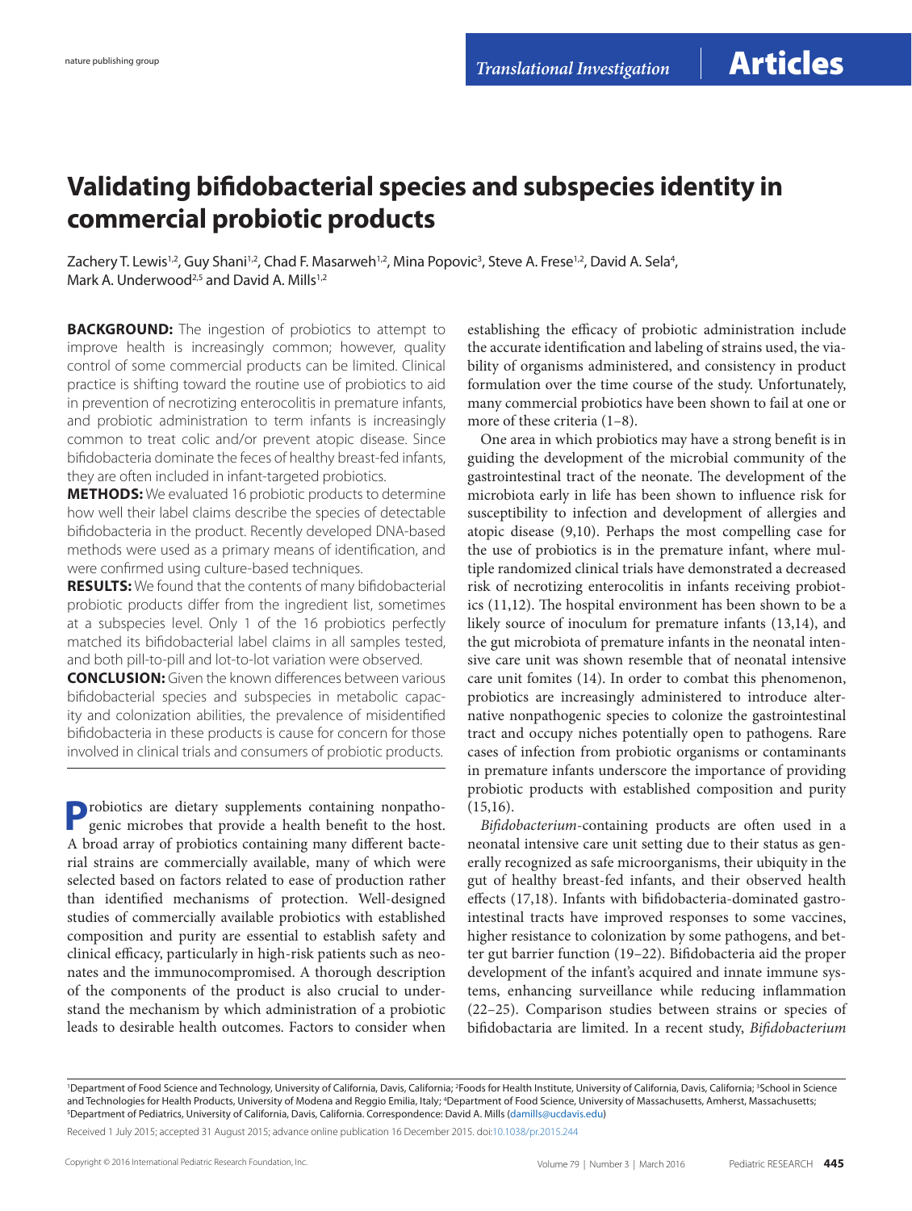# Validating bifidobacterial species and subspecies identity in commercial probiotic products

Zachery T. Lewis[1,2], Guy Shani[1,2], Chad F. Masarweh[1,2], Mina Popovic[3], Steve A. Frese[1,2], David A. Sela[4], Mark A. Underwood[2,5] and David A. Mills[1,2]

**BACKGROUND:** The ingestion of probiotics to attempt to improve health is increasingly common; however, quality control of some commercial products can be limited. Clinical practice is shifting toward the routine use of probiotics to aid in prevention of necrotizing enterocolitis in premature infants, and probiotic administration to term infants is increasingly common to treat colic and/or prevent atopic disease. Since bifidobacteria dominate the feces of healthy breast-fed infants, they are often included in infant-targeted probiotics.

**METHODS:** We evaluated 16 probiotic products to determine how well their label claims describe the species of detectable bifidobacteria in the product. Recently developed DNA-based methods were used as a primary means of identification, and were confirmed using culture-based techniques.

**RESULTS:** We found that the contents of many bifidobacterial probiotic products differ from the ingredient list, sometimes at a subspecies level. Only 1 of the 16 probiotics perfectly matched its bifidobacterial label claims in all samples tested, and both pill-to-pill and lot-to-lot variation were observed.

**CONCLUSION:** Given the known differences between various bifidobacterial species and subspecies in metabolic capacity and colonization abilities, the prevalence of misidentified bifidobacteria in these products is cause for concern for those involved in clinical trials and consumers of probiotic products.

Probiotics are dietary supplements containing nonpathogenic microbes that provide a health benefit to the host. A broad array of probiotics containing many different bacterial strains are commercially available, many of which were selected based on factors related to ease of production rather than identified mechanisms of protection. Well-designed studies of commercially available probiotics with established composition and purity are essential to establish safety and clinical efficacy, particularly in high-risk patients such as neonates and the immunocompromised. A thorough description of the components of the product is also crucial to understand the mechanism by which administration of a probiotic leads to desirable health outcomes. Factors to consider when establishing the efficacy of probiotic administration include the accurate identification and labeling of strains used, the viability of organisms administered, and consistency in product formulation over the time course of the study. Unfortunately, many commercial probiotics have been shown to fail at one or more of these criteria (1–8).

One area in which probiotics may have a strong benefit is in guiding the development of the microbial community of the gastrointestinal tract of the neonate. The development of the microbiota early in life has been shown to influence risk for susceptibility to infection and development of allergies and atopic disease (9,10). Perhaps the most compelling case for the use of probiotics is in the premature infant, where multiple randomized clinical trials have demonstrated a decreased risk of necrotizing enterocolitis in infants receiving probiotics (11,12). The hospital environment has been shown to be a likely source of inoculum for premature infants (13,14), and the gut microbiota of premature infants in the neonatal intensive care unit was shown resemble that of neonatal intensive care unit fomites (14). In order to combat this phenomenon, probiotics are increasingly administered to introduce alternative nonpathogenic species to colonize the gastrointestinal tract and occupy niches potentially open to pathogens. Rare cases of infection from probiotic organisms or contaminants in premature infants underscore the importance of providing probiotic products with established composition and purity (15,16).

*Bifidobacterium*-containing products are often used in a neonatal intensive care unit setting due to their status as generally recognized as safe microorganisms, their ubiquity in the gut of healthy breast-fed infants, and their observed health effects (17,18). Infants with bifidobacteria-dominated gastrointestinal tracts have improved responses to some vaccines, higher resistance to colonization by some pathogens, and better gut barrier function (19–22). Bifidobacteria aid the proper development of the infant's acquired and innate immune systems, enhancing surveillance while reducing inflammation (22–25). Comparison studies between strains or species of bifidobactaria are limited. In a recent study, *Bifidobacterium*

[1]Department of Food Science and Technology, University of California, Davis, California; [2]Foods for Health Institute, University of California, Davis, California; [3]School in Science and Technologies for Health Products, University of Modena and Reggio Emilia, Italy; [4]Department of Food Science, University of Massachusetts, Amherst, Massachusetts; [5]Department of Pediatrics, University of California, Davis, California. Correspondence: David A. Mills (damills@ucdavis.edu)

Received 1 July 2015; accepted 31 August 2015; advance online publication 16 December 2015. doi:10.1038/pr.2015.244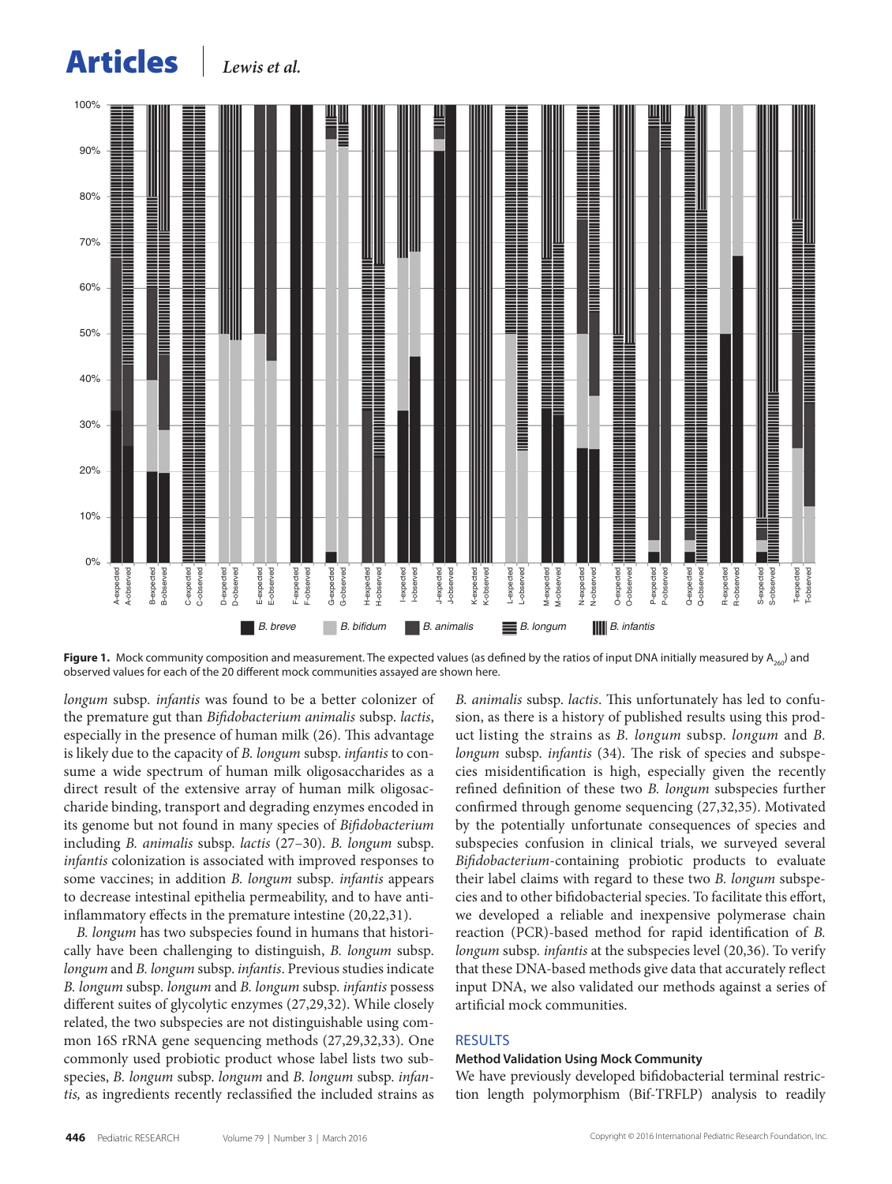**Figure 1.** Mock community composition and measurement. The expected values (as defined by the ratios of input DNA initially measured by $A_{260}$) and observed values for each of the 20 different mock communities assayed are shown here.

*longum* subsp. *infantis* was found to be a better colonizer of the premature gut than *Bifidobacterium animalis* subsp. *lactis*, especially in the presence of human milk (26). This advantage is likely due to the capacity of *B. longum* subsp. *infantis* to consume a wide spectrum of human milk oligosaccharides as a direct result of the extensive array of human milk oligosaccharide binding, transport and degrading enzymes encoded in its genome but not found in many species of *Bifidobacterium* including *B. animalis* subsp. *lactis* (27–30). *B. longum* subsp. *infantis* colonization is associated with improved responses to some vaccines; in addition *B. longum* subsp. *infantis* appears to decrease intestinal epithelia permeability, and to have anti-inflammatory effects in the premature intestine (20,22,31).

*B. longum* has two subspecies found in humans that historically have been challenging to distinguish, *B. longum* subsp. *longum* and *B. longum* subsp. *infantis*. Previous studies indicate *B. longum* subsp. *longum* and *B. longum* subsp. *infantis* possess different suites of glycolytic enzymes (27,29,32). While closely related, the two subspecies are not distinguishable using common 16S rRNA gene sequencing methods (27,29,32,33). One commonly used probiotic product whose label lists two subspecies, *B. longum* subsp. *longum* and *B. longum* subsp. *infantis,* as ingredients recently reclassified the included strains as *B. animalis* subsp. *lactis*. This unfortunately has led to confusion, as there is a history of published results using this product listing the strains as *B. longum* subsp. *longum* and *B. longum* subsp. *infantis* (34). The risk of species and subspecies misidentification is high, especially given the recently refined definition of these two *B. longum* subspecies further confirmed through genome sequencing (27,32,35). Motivated by the potentially unfortunate consequences of species and subspecies confusion in clinical trials, we surveyed several *Bifidobacterium*-containing probiotic products to evaluate their label claims with regard to these two *B. longum* subspecies and to other bifidobacterial species. To facilitate this effort, we developed a reliable and inexpensive polymerase chain reaction (PCR)-based method for rapid identification of *B. longum* subsp. *infantis* at the subspecies level (20,36). To verify that these DNA-based methods give data that accurately reflect input DNA, we also validated our methods against a series of artificial mock communities.

## RESULTS

### Method Validation Using Mock Community

We have previously developed bifidobacterial terminal restriction length polymorphism (Bif-TRFLP) analysis to readily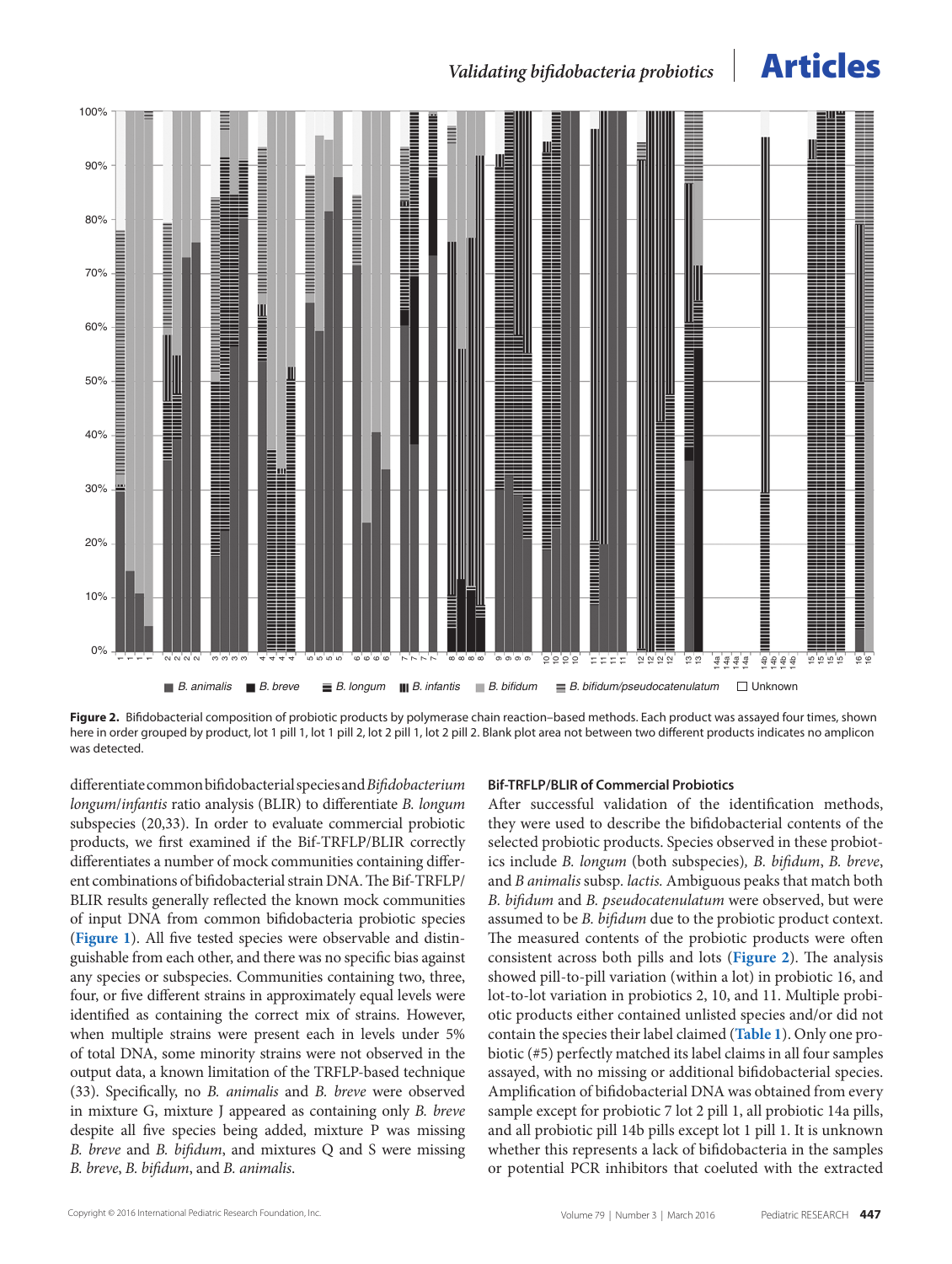**Figure 2.** Bifidobacterial composition of probiotic products by polymerase chain reaction–based methods. Each product was assayed four times, shown here in order grouped by product, lot 1 pill 1, lot 1 pill 2, lot 2 pill 1, lot 2 pill 2. Blank plot area not between two different products indicates no amplicon was detected.

differentiate common bifidobacterial species and *Bifidobacterium longum/infantis* ratio analysis (BLIR) to differentiate *B. longum* subspecies (20,33). In order to evaluate commercial probiotic products, we first examined if the Bif-TRFLP/BLIR correctly differentiates a number of mock communities containing different combinations of bifidobacterial strain DNA. The Bif-TRFLP/BLIR results generally reflected the known mock communities of input DNA from common bifidobacteria probiotic species (**Figure 1**). All five tested species were observable and distinguishable from each other, and there was no specific bias against any species or subspecies. Communities containing two, three, four, or five different strains in approximately equal levels were identified as containing the correct mix of strains. However, when multiple strains were present each in levels under 5% of total DNA, some minority strains were not observed in the output data, a known limitation of the TRFLP-based technique (33). Specifically, no *B. animalis* and *B. breve* were observed in mixture G, mixture J appeared as containing only *B. breve* despite all five species being added, mixture P was missing *B. breve* and *B. bifidum*, and mixtures Q and S were missing *B. breve*, *B. bifidum*, and *B. animalis*.

#### Bif-TRFLP/BLIR of Commercial Probiotics

After successful validation of the identification methods, they were used to describe the bifidobacterial contents of the selected probiotic products. Species observed in these probiotics include *B. longum* (both subspecies), *B. bifidum*, *B. breve*, and *B animalis* subsp. *lactis.* Ambiguous peaks that match both *B. bifidum* and *B. pseudocatenulatum* were observed, but were assumed to be *B. bifidum* due to the probiotic product context. The measured contents of the probiotic products were often consistent across both pills and lots (**Figure 2**). The analysis showed pill-to-pill variation (within a lot) in probiotic 16, and lot-to-lot variation in probiotics 2, 10, and 11. Multiple probiotic products either contained unlisted species and/or did not contain the species their label claimed (**Table 1**). Only one probiotic (#5) perfectly matched its label claims in all four samples assayed, with no missing or additional bifidobacterial species. Amplification of bifidobacterial DNA was obtained from every sample except for probiotic 7 lot 2 pill 1, all probiotic 14a pills, and all probiotic pill 14b pills except lot 1 pill 1. It is unknown whether this represents a lack of bifidobacteria in the samples or potential PCR inhibitors that coeluted with the extracted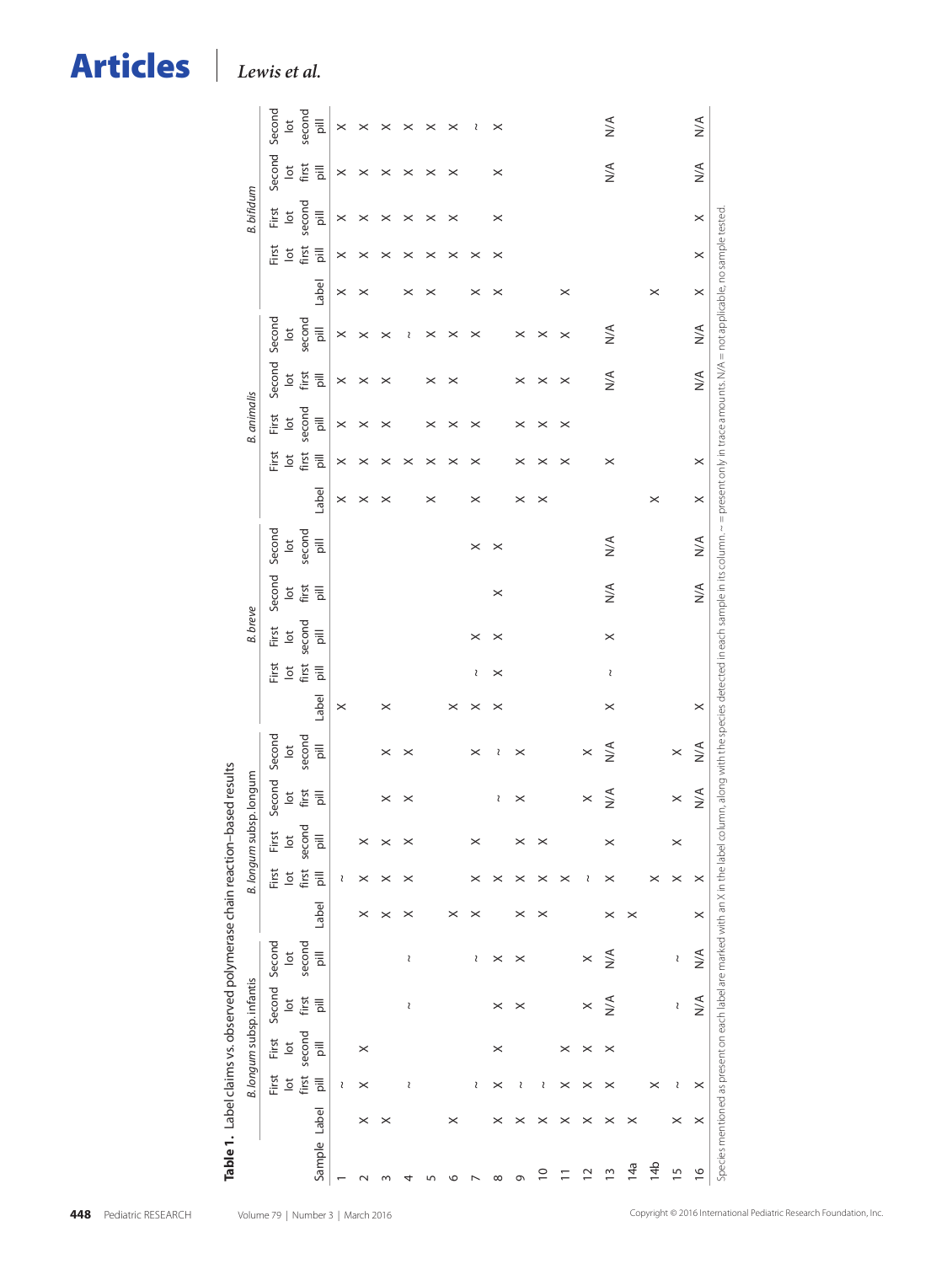**Table 1.** Label claims vs. observed polymerase chain reaction–based results

| Sample | *B. longum* subsp. *infantis* | | | | | *B. longum* subsp. *longum* | | | | | *B. breve* | | | | | *B. animalis* | | | | | *B. bifidum* | | | | |
|---|---|---|---|---|---|---|---|---|---|---|---|---|---|---|---|---|---|---|---|---|---|---|---|---|---|
| | Label | First lot first pill | First lot second pill | Second lot first pill | Second lot second pill | Label | First lot first pill | First lot second pill | Second lot first pill | Second lot second pill | Label | First lot first pill | First lot second pill | Second lot first pill | Second lot second pill | Label | First lot first pill | First lot second pill | Second lot first pill | Second lot second pill | Label | First lot first pill | First lot second pill | Second lot first pill | Second lot second pill |
| 1 | | ~ | | | | | ~ | | | | × | | | | | × | × | × | × | × | × | × | × | × | × |
| 2 | × | × | × | | | × | × | × | | | | | | | | × | × | × | × | × | × | × | × | × | × |
| 3 | × | | | | | × | × | × | × | × | × | | | | | × | × | × | × | × | | × | × | × | × |
| 4 | | ~ | | ~ | ~ | × | × | × | × | × | | | | | | | × | | | ~ | × | × | × | × | × |
| 5 | | | | | | | | | | | | | | | | × | × | × | × | × | × | × | × | × | × |
| 6 | × | | | | | × | | | | | × | | | | | | × | × | × | × | | × | × | × | × |
| 7 | | ~ | | | ~ | × | × | × | | × | × | ~ | × | | × | × | × | × | | × | × | × | | | ~ |
| 8 | × | × | × | × | × | | × | | ~ | ~ | × | × | × | × | × | | | | | | × | × | × | × | × |
| 9 | × | ~ | | × | × | × | × | × | × | × | | | | | | × | × | × | × | × | | | | | |
| 10 | × | ~ | | | | × | × | × | | | | | | | | × | × | × | × | × | | | | | |
| 11 | × | × | × | | | | × | | | | | | | | | | × | × | × | × | × | | | | |
| 12 | × | × | × | × | × | | ~ | | × | × | | | | | | | | | | | | | | | |
| 13 | × | × | × | N/A | N/A | × | × | × | N/A | N/A | × | ~ | × | N/A | N/A | | × | | N/A | N/A | | | | N/A | N/A |
| 14a | × | | | | | × | | | | | | | | | | | | | | | | | | | |
| 14b | | × | | | | | × | | | | | | | | | × | | | | | × | | | | |
| 15 | × | ~ | | ~ | ~ | | × | × | × | × | | | | | | | | | | | | | | | |
| 16 | × | × | | N/A | N/A | × | × | | N/A | N/A | × | | | N/A | N/A | × | × | | N/A | N/A | × | × | × | N/A | N/A |

Species mentioned as present on each label are marked with an X in the label column, along with the species detected in each sample in its column. ~ = present only in trace amounts. N/A = not applicable, no sample tested.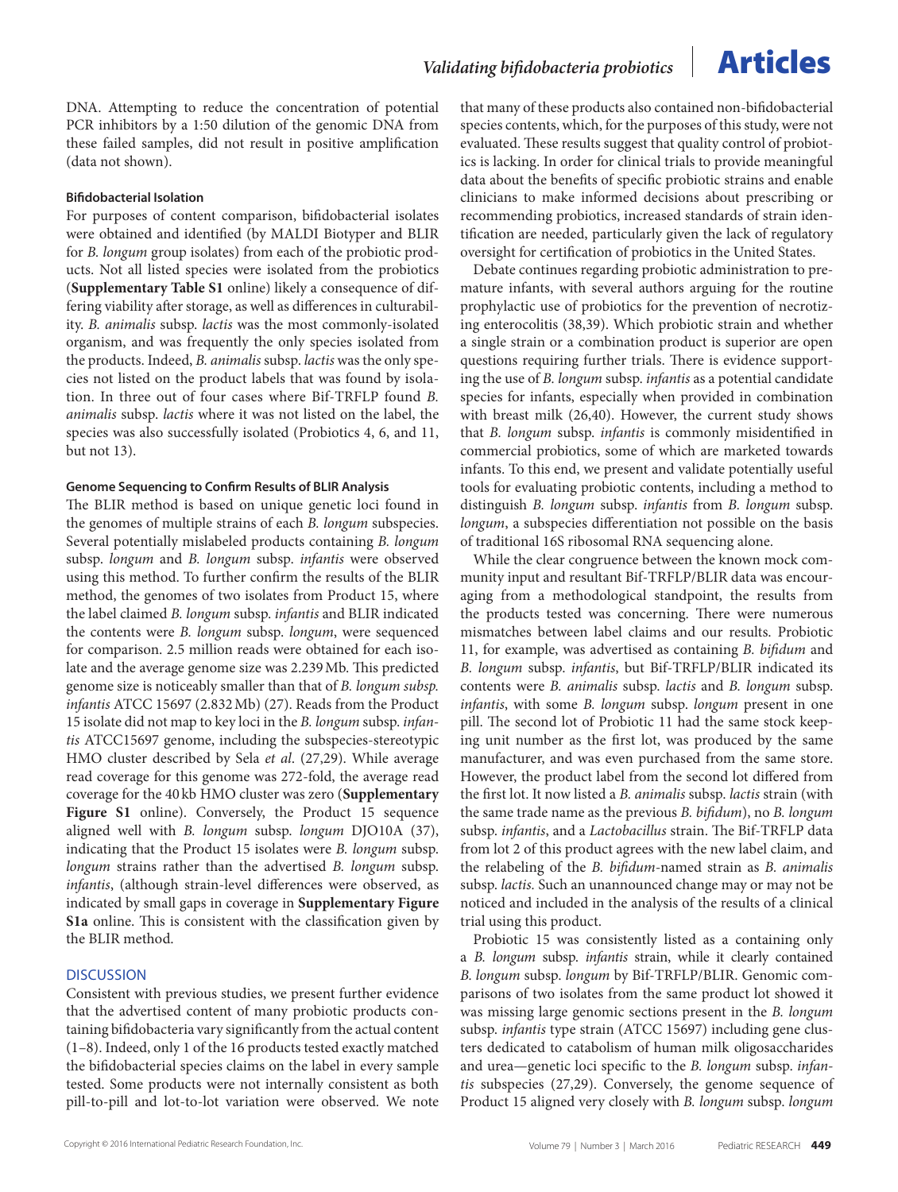DNA. Attempting to reduce the concentration of potential PCR inhibitors by a 1:50 dilution of the genomic DNA from these failed samples, did not result in positive amplification (data not shown).

#### Bifidobacterial Isolation

For purposes of content comparison, bifidobacterial isolates were obtained and identified (by MALDI Biotyper and BLIR for *B. longum* group isolates) from each of the probiotic products. Not all listed species were isolated from the probiotics (**Supplementary Table S1** online) likely a consequence of differing viability after storage, as well as differences in culturability. *B. animalis* subsp. *lactis* was the most commonly-isolated organism, and was frequently the only species isolated from the products. Indeed, *B. animalis* subsp. *lactis* was the only species not listed on the product labels that was found by isolation. In three out of four cases where Bif-TRFLP found *B. animalis* subsp. *lactis* where it was not listed on the label, the species was also successfully isolated (Probiotics 4, 6, and 11, but not 13).

#### Genome Sequencing to Confirm Results of BLIR Analysis

The BLIR method is based on unique genetic loci found in the genomes of multiple strains of each *B. longum* subspecies. Several potentially mislabeled products containing *B. longum* subsp. *longum* and *B. longum* subsp. *infantis* were observed using this method. To further confirm the results of the BLIR method, the genomes of two isolates from Product 15, where the label claimed *B. longum* subsp. *infantis* and BLIR indicated the contents were *B. longum* subsp. *longum*, were sequenced for comparison. 2.5 million reads were obtained for each isolate and the average genome size was 2.239 Mb. This predicted genome size is noticeably smaller than that of *B. longum subsp. infantis* ATCC 15697 (2.832 Mb) (27). Reads from the Product 15 isolate did not map to key loci in the *B. longum* subsp. *infantis* ATCC15697 genome, including the subspecies-stereotypic HMO cluster described by Sela *et al*. (27,29). While average read coverage for this genome was 272-fold, the average read coverage for the 40 kb HMO cluster was zero (**Supplementary Figure S1** online). Conversely, the Product 15 sequence aligned well with *B. longum* subsp. *longum* DJO10A (37), indicating that the Product 15 isolates were *B. longum* subsp. *longum* strains rather than the advertised *B. longum* subsp. *infantis*, (although strain-level differences were observed, as indicated by small gaps in coverage in **Supplementary Figure S1a** online. This is consistent with the classification given by the BLIR method.

## DISCUSSION

Consistent with previous studies, we present further evidence that the advertised content of many probiotic products containing bifidobacteria vary significantly from the actual content (1–8). Indeed, only 1 of the 16 products tested exactly matched the bifidobacterial species claims on the label in every sample tested. Some products were not internally consistent as both pill-to-pill and lot-to-lot variation were observed. We note that many of these products also contained non-bifidobacterial species contents, which, for the purposes of this study, were not evaluated. These results suggest that quality control of probiotics is lacking. In order for clinical trials to provide meaningful data about the benefits of specific probiotic strains and enable clinicians to make informed decisions about prescribing or recommending probiotics, increased standards of strain identification are needed, particularly given the lack of regulatory oversight for certification of probiotics in the United States.

Debate continues regarding probiotic administration to premature infants, with several authors arguing for the routine prophylactic use of probiotics for the prevention of necrotizing enterocolitis (38,39). Which probiotic strain and whether a single strain or a combination product is superior are open questions requiring further trials. There is evidence supporting the use of *B. longum* subsp. *infantis* as a potential candidate species for infants, especially when provided in combination with breast milk (26,40). However, the current study shows that *B. longum* subsp. *infantis* is commonly misidentified in commercial probiotics, some of which are marketed towards infants. To this end, we present and validate potentially useful tools for evaluating probiotic contents, including a method to distinguish *B. longum* subsp. *infantis* from *B. longum* subsp. *longum*, a subspecies differentiation not possible on the basis of traditional 16S ribosomal RNA sequencing alone.

While the clear congruence between the known mock community input and resultant Bif-TRFLP/BLIR data was encouraging from a methodological standpoint, the results from the products tested was concerning. There were numerous mismatches between label claims and our results. Probiotic 11, for example, was advertised as containing *B. bifidum* and *B. longum* subsp. *infantis*, but Bif-TRFLP/BLIR indicated its contents were *B. animalis* subsp. *lactis* and *B. longum* subsp. *infantis*, with some *B. longum* subsp. *longum* present in one pill. The second lot of Probiotic 11 had the same stock keeping unit number as the first lot, was produced by the same manufacturer, and was even purchased from the same store. However, the product label from the second lot differed from the first lot. It now listed a *B. animalis* subsp. *lactis* strain (with the same trade name as the previous *B. bifidum*), no *B. longum* subsp. *infantis*, and a *Lactobacillus* strain. The Bif-TRFLP data from lot 2 of this product agrees with the new label claim, and the relabeling of the *B. bifidum*-named strain as *B. animalis* subsp. *lactis.* Such an unannounced change may or may not be noticed and included in the analysis of the results of a clinical trial using this product.

Probiotic 15 was consistently listed as a containing only a *B. longum* subsp. *infantis* strain, while it clearly contained *B. longum* subsp. *longum* by Bif-TRFLP/BLIR. Genomic comparisons of two isolates from the same product lot showed it was missing large genomic sections present in the *B. longum* subsp. *infantis* type strain (ATCC 15697) including gene clusters dedicated to catabolism of human milk oligosaccharides and urea—genetic loci specific to the *B. longum* subsp. *infantis* subspecies (27,29). Conversely, the genome sequence of Product 15 aligned very closely with *B. longum* subsp. *longum*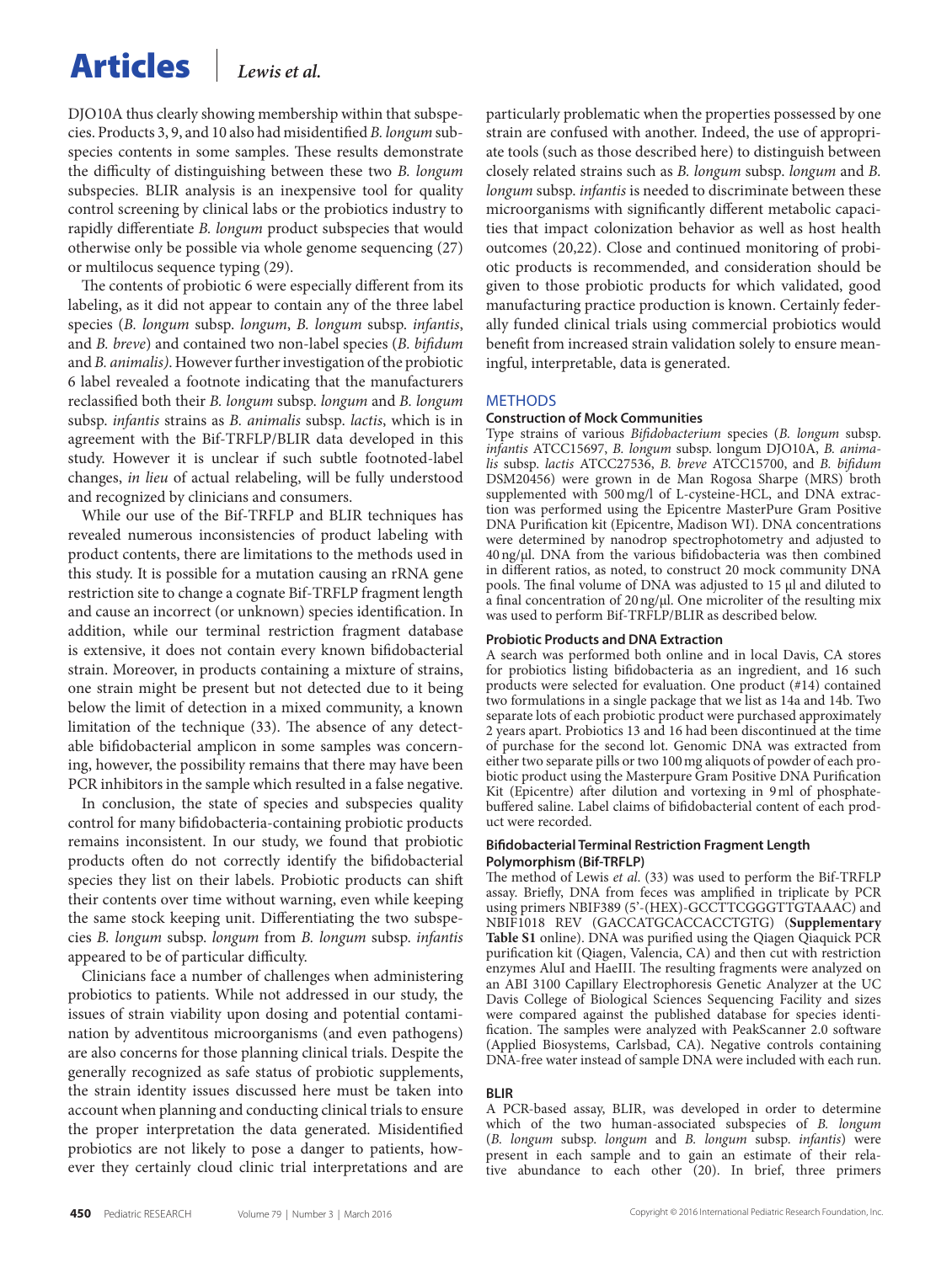DJO10A thus clearly showing membership within that subspecies. Products 3, 9, and 10 also had misidentified *B. longum* subspecies contents in some samples. These results demonstrate the difficulty of distinguishing between these two *B. longum* subspecies. BLIR analysis is an inexpensive tool for quality control screening by clinical labs or the probiotics industry to rapidly differentiate *B. longum* product subspecies that would otherwise only be possible via whole genome sequencing (27) or multilocus sequence typing (29).

The contents of probiotic 6 were especially different from its labeling, as it did not appear to contain any of the three label species (*B. longum* subsp. *longum*, *B. longum* subsp. *infantis*, and *B. breve*) and contained two non-label species (*B. bifidum* and *B. animalis)*. However further investigation of the probiotic 6 label revealed a footnote indicating that the manufacturers reclassified both their *B. longum* subsp. *longum* and *B. longum* subsp. *infantis* strains as *B. animalis* subsp. *lactis*, which is in agreement with the Bif-TRFLP/BLIR data developed in this study. However it is unclear if such subtle footnoted-label changes, *in lieu* of actual relabeling, will be fully understood and recognized by clinicians and consumers.

While our use of the Bif-TRFLP and BLIR techniques has revealed numerous inconsistencies of product labeling with product contents, there are limitations to the methods used in this study. It is possible for a mutation causing an rRNA gene restriction site to change a cognate Bif-TRFLP fragment length and cause an incorrect (or unknown) species identification. In addition, while our terminal restriction fragment database is extensive, it does not contain every known bifidobacterial strain. Moreover, in products containing a mixture of strains, one strain might be present but not detected due to it being below the limit of detection in a mixed community, a known limitation of the technique (33). The absence of any detectable bifidobacterial amplicon in some samples was concerning, however, the possibility remains that there may have been PCR inhibitors in the sample which resulted in a false negative.

In conclusion, the state of species and subspecies quality control for many bifidobacteria-containing probiotic products remains inconsistent. In our study, we found that probiotic products often do not correctly identify the bifidobacterial species they list on their labels. Probiotic products can shift their contents over time without warning, even while keeping the same stock keeping unit. Differentiating the two subspecies *B. longum* subsp. *longum* from *B. longum* subsp. *infantis* appeared to be of particular difficulty.

Clinicians face a number of challenges when administering probiotics to patients. While not addressed in our study, the issues of strain viability upon dosing and potential contamination by adventitous microorganisms (and even pathogens) are also concerns for those planning clinical trials. Despite the generally recognized as safe status of probiotic supplements, the strain identity issues discussed here must be taken into account when planning and conducting clinical trials to ensure the proper interpretation the data generated. Misidentified probiotics are not likely to pose a danger to patients, however they certainly cloud clinic trial interpretations and are particularly problematic when the properties possessed by one strain are confused with another. Indeed, the use of appropriate tools (such as those described here) to distinguish between closely related strains such as *B. longum* subsp. *longum* and *B. longum* subsp. *infantis* is needed to discriminate between these microorganisms with significantly different metabolic capacities that impact colonization behavior as well as host health outcomes (20,22). Close and continued monitoring of probiotic products is recommended, and consideration should be given to those probiotic products for which validated, good manufacturing practice production is known. Certainly federally funded clinical trials using commercial probiotics would benefit from increased strain validation solely to ensure meaningful, interpretable, data is generated.

## METHODS

### Construction of Mock Communities

Type strains of various *Bifidobacterium* species (*B. longum* subsp. *infantis* ATCC15697, *B. longum* subsp. longum DJO10A, *B. animalis* subsp. *lactis* ATCC27536, *B. breve* ATCC15700, and *B. bifidum* DSM20456) were grown in de Man Rogosa Sharpe (MRS) broth supplemented with 500 mg/l of L-cysteine-HCL, and DNA extraction was performed using the Epicentre MasterPure Gram Positive DNA Purification kit (Epicentre, Madison WI). DNA concentrations were determined by nanodrop spectrophotometry and adjusted to 40 ng/μl. DNA from the various bifidobacteria was then combined in different ratios, as noted, to construct 20 mock community DNA pools. The final volume of DNA was adjusted to 15 μl and diluted to a final concentration of 20 ng/μl. One microliter of the resulting mix was used to perform Bif-TRFLP/BLIR as described below.

### Probiotic Products and DNA Extraction

A search was performed both online and in local Davis, CA stores for probiotics listing bifidobacteria as an ingredient, and 16 such products were selected for evaluation. One product (#14) contained two formulations in a single package that we list as 14a and 14b. Two separate lots of each probiotic product were purchased approximately 2 years apart. Probiotics 13 and 16 had been discontinued at the time of purchase for the second lot. Genomic DNA was extracted from either two separate pills or two 100 mg aliquots of powder of each probiotic product using the Masterpure Gram Positive DNA Purification Kit (Epicentre) after dilution and vortexing in 9 ml of phosphate-buffered saline. Label claims of bifidobacterial content of each product were recorded.

### Bifidobacterial Terminal Restriction Fragment Length Polymorphism (Bif-TRFLP)

The method of Lewis *et al.* (33) was used to perform the Bif-TRFLP assay. Briefly, DNA from feces was amplified in triplicate by PCR using primers NBIF389 (5'-(HEX)-GCCTTCGGGTTGTAAAC) and NBIF1018 REV (GACCATGCACCACCTGTG) (**Supplementary Table S1** online). DNA was purified using the Qiagen Qiaquick PCR purification kit (Qiagen, Valencia, CA) and then cut with restriction enzymes AluI and HaeIII. The resulting fragments were analyzed on an ABI 3100 Capillary Electrophoresis Genetic Analyzer at the UC Davis College of Biological Sciences Sequencing Facility and sizes were compared against the published database for species identification. The samples were analyzed with PeakScanner 2.0 software (Applied Biosystems, Carlsbad, CA). Negative controls containing DNA-free water instead of sample DNA were included with each run.

### BLIR

A PCR-based assay, BLIR, was developed in order to determine which of the two human-associated subspecies of *B. longum* (*B. longum* subsp. *longum* and *B. longum* subsp. *infantis*) were present in each sample and to gain an estimate of their relative abundance to each other (20). In brief, three primers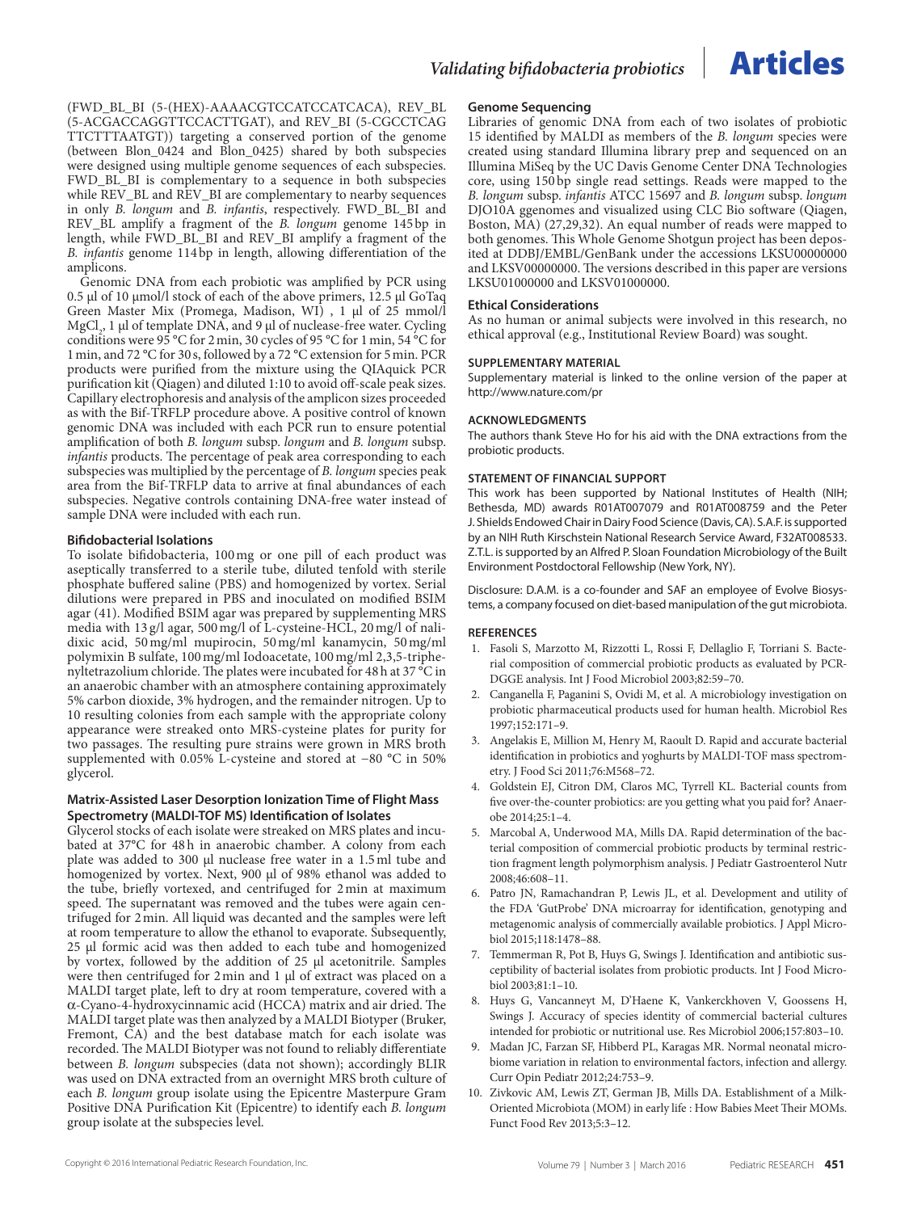(FWD_BL_BI (5-(HEX)-AAAACGTCCATCCATCACA), REV_BL (5-ACGACCAGGTTCCACTTGAT), and REV_BI (5-CGCCTCAG TTCTTTAATGT)) targeting a conserved portion of the genome (between Blon_0424 and Blon_0425) shared by both subspecies were designed using multiple genome sequences of each subspecies. FWD_BL_BI is complementary to a sequence in both subspecies while REV_BL and REV_BI are complementary to nearby sequences in only *B. longum* and *B. infantis*, respectively. FWD_BL_BI and REV_BL amplify a fragment of the *B. longum* genome 145 bp in length, while FWD_BL_BI and REV_BI amplify a fragment of the *B. infantis* genome 114 bp in length, allowing differentiation of the amplicons.

Genomic DNA from each probiotic was amplified by PCR using 0.5 µl of 10 µmol/l stock of each of the above primers, 12.5 µl GoTaq Green Master Mix (Promega, Madison, WI) , 1 µl of 25 mmol/l $MgCl_2$, 1 µl of template DNA, and 9 µl of nuclease-free water. Cycling conditions were 95 °C for 2 min, 30 cycles of 95 °C for 1 min, 54 °C for 1 min, and 72 °C for 30 s, followed by a 72 °C extension for 5 min. PCR products were purified from the mixture using the QIAquick PCR purification kit (Qiagen) and diluted 1:10 to avoid off-scale peak sizes. Capillary electrophoresis and analysis of the amplicon sizes proceeded as with the Bif-TRFLP procedure above. A positive control of known genomic DNA was included with each PCR run to ensure potential amplification of both *B. longum* subsp. *longum* and *B. longum* subsp. *infantis* products. The percentage of peak area corresponding to each subspecies was multiplied by the percentage of *B. longum* species peak area from the Bif-TRFLP data to arrive at final abundances of each subspecies. Negative controls containing DNA-free water instead of sample DNA were included with each run.

### Bifidobacterial Isolations

To isolate bifidobacteria, 100 mg or one pill of each product was aseptically transferred to a sterile tube, diluted tenfold with sterile phosphate buffered saline (PBS) and homogenized by vortex. Serial dilutions were prepared in PBS and inoculated on modified BSIM agar (41). Modified BSIM agar was prepared by supplementing MRS media with 13 g/l agar, 500 mg/l of L-cysteine-HCL, 20 mg/l of nalidixic acid, 50 mg/ml mupirocin, 50 mg/ml kanamycin, 50 mg/ml polymixin B sulfate, 100 mg/ml Iodoacetate, 100 mg/ml 2,3,5-triphenyltetrazolium chloride. The plates were incubated for 48 h at 37 °C in an anaerobic chamber with an atmosphere containing approximately 5% carbon dioxide, 3% hydrogen, and the remainder nitrogen. Up to 10 resulting colonies from each sample with the appropriate colony appearance were streaked onto MRS-cysteine plates for purity for two passages. The resulting pure strains were grown in MRS broth supplemented with 0.05% L-cysteine and stored at −80 °C in 50% glycerol.

### Matrix-Assisted Laser Desorption Ionization Time of Flight Mass Spectrometry (MALDI-TOF MS) Identification of Isolates

Glycerol stocks of each isolate were streaked on MRS plates and incubated at 37°C for 48 h in anaerobic chamber. A colony from each plate was added to 300 µl nuclease free water in a 1.5 ml tube and homogenized by vortex. Next, 900 µl of 98% ethanol was added to the tube, briefly vortexed, and centrifuged for 2 min at maximum speed. The supernatant was removed and the tubes were again centrifuged for 2 min. All liquid was decanted and the samples were left at room temperature to allow the ethanol to evaporate. Subsequently, 25 µl formic acid was then added to each tube and homogenized by vortex, followed by the addition of 25 µl acetonitrile. Samples were then centrifuged for 2 min and 1 µl of extract was placed on a MALDI target plate, left to dry at room temperature, covered with a α-Cyano-4-hydroxycinnamic acid (HCCA) matrix and air dried. The MALDI target plate was then analyzed by a MALDI Biotyper (Bruker, Fremont, CA) and the best database match for each isolate was recorded. The MALDI Biotyper was not found to reliably differentiate between *B. longum* subspecies (data not shown); accordingly BLIR was used on DNA extracted from an overnight MRS broth culture of each *B. longum* group isolate using the Epicentre Masterpure Gram Positive DNA Purification Kit (Epicentre) to identify each *B. longum* group isolate at the subspecies level.

### Genome Sequencing

Libraries of genomic DNA from each of two isolates of probiotic 15 identified by MALDI as members of the *B. longum* species were created using standard Illumina library prep and sequenced on an Illumina MiSeq by the UC Davis Genome Center DNA Technologies core, using 150 bp single read settings. Reads were mapped to the *B. longum* subsp. *infantis* ATCC 15697 and *B. longum* subsp. *longum* DJO10A ggenomes and visualized using CLC Bio software (Qiagen, Boston, MA) (27,29,32). An equal number of reads were mapped to both genomes. This Whole Genome Shotgun project has been deposited at DDBJ/EMBL/GenBank under the accessions LKSU00000000 and LKSV00000000. The versions described in this paper are versions LKSU01000000 and LKSV01000000.

### Ethical Considerations

As no human or animal subjects were involved in this research, no ethical approval (e.g., Institutional Review Board) was sought.

## SUPPLEMENTARY MATERIAL

Supplementary material is linked to the online version of the paper at http://www.nature.com/pr

## ACKNOWLEDGMENTS

The authors thank Steve Ho for his aid with the DNA extractions from the probiotic products.

## STATEMENT OF FINANCIAL SUPPORT

This work has been supported by National Institutes of Health (NIH; Bethesda, MD) awards R01AT007079 and R01AT008759 and the Peter J. Shields Endowed Chair in Dairy Food Science (Davis, CA). S.A.F. is supported by an NIH Ruth Kirschstein National Research Service Award, F32AT008533. Z.T.L. is supported by an Alfred P. Sloan Foundation Microbiology of the Built Environment Postdoctoral Fellowship (New York, NY).

Disclosure: D.A.M. is a co-founder and SAF an employee of Evolve Biosystems, a company focused on diet-based manipulation of the gut microbiota.

## REFERENCES

1. Fasoli S, Marzotto M, Rizzotti L, Rossi F, Dellaglio F, Torriani S. Bacterial composition of commercial probiotic products as evaluated by PCR-DGGE analysis. Int J Food Microbiol 2003;82:59–70.
2. Canganella F, Paganini S, Ovidi M, et al. A microbiology investigation on probiotic pharmaceutical products used for human health. Microbiol Res 1997;152:171–9.
3. Angelakis E, Million M, Henry M, Raoult D. Rapid and accurate bacterial identification in probiotics and yoghurts by MALDI-TOF mass spectrometry. J Food Sci 2011;76:M568–72.
4. Goldstein EJ, Citron DM, Claros MC, Tyrrell KL. Bacterial counts from five over-the-counter probiotics: are you getting what you paid for? Anaerobe 2014;25:1–4.
5. Marcobal A, Underwood MA, Mills DA. Rapid determination of the bacterial composition of commercial probiotic products by terminal restriction fragment length polymorphism analysis. J Pediatr Gastroenterol Nutr 2008;46:608–11.
6. Patro JN, Ramachandran P, Lewis JL, et al. Development and utility of the FDA 'GutProbe' DNA microarray for identification, genotyping and metagenomic analysis of commercially available probiotics. J Appl Microbiol 2015;118:1478–88.
7. Temmerman R, Pot B, Huys G, Swings J. Identification and antibiotic susceptibility of bacterial isolates from probiotic products. Int J Food Microbiol 2003;81:1–10.
8. Huys G, Vancanneyt M, D'Haene K, Vankerckhoven V, Goossens H, Swings J. Accuracy of species identity of commercial bacterial cultures intended for probiotic or nutritional use. Res Microbiol 2006;157:803–10.
9. Madan JC, Farzan SF, Hibberd PL, Karagas MR. Normal neonatal microbiome variation in relation to environmental factors, infection and allergy. Curr Opin Pediatr 2012;24:753–9.
10. Zivkovic AM, Lewis ZT, German JB, Mills DA. Establishment of a Milk-Oriented Microbiota (MOM) in early life : How Babies Meet Their MOMs. Funct Food Rev 2013;5:3–12.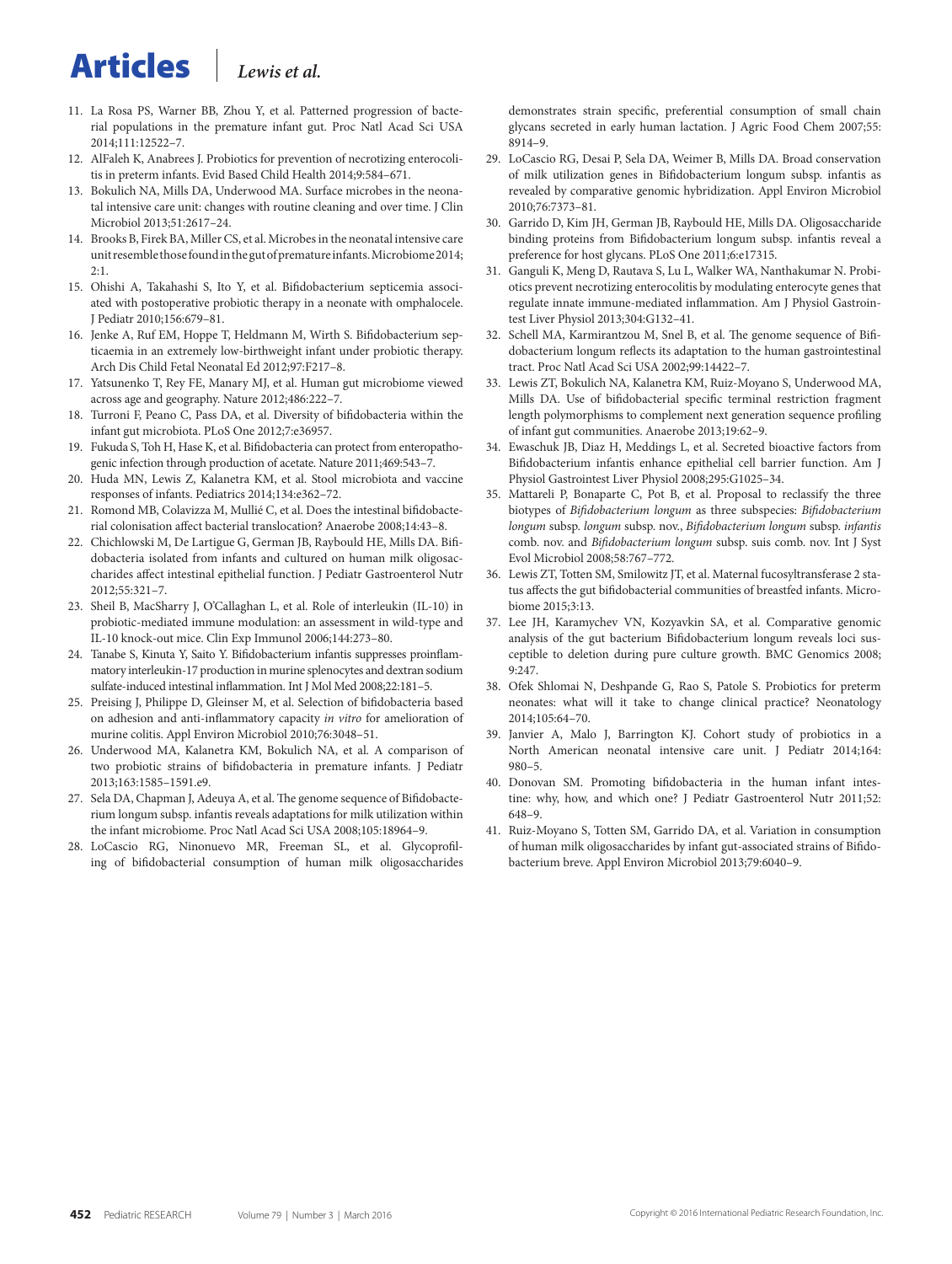11. La Rosa PS, Warner BB, Zhou Y, et al. Patterned progression of bacterial populations in the premature infant gut. Proc Natl Acad Sci USA 2014;111:12522–7.
12. AlFaleh K, Anabrees J. Probiotics for prevention of necrotizing enterocolitis in preterm infants. Evid Based Child Health 2014;9:584–671.
13. Bokulich NA, Mills DA, Underwood MA. Surface microbes in the neonatal intensive care unit: changes with routine cleaning and over time. J Clin Microbiol 2013;51:2617–24.
14. Brooks B, Firek BA, Miller CS, et al. Microbes in the neonatal intensive care unit resemble those found in the gut of premature infants. Microbiome 2014; 2:1.
15. Ohishi A, Takahashi S, Ito Y, et al. Bifidobacterium septicemia associated with postoperative probiotic therapy in a neonate with omphalocele. J Pediatr 2010;156:679–81.
16. Jenke A, Ruf EM, Hoppe T, Heldmann M, Wirth S. Bifidobacterium septicaemia in an extremely low-birthweight infant under probiotic therapy. Arch Dis Child Fetal Neonatal Ed 2012;97:F217–8.
17. Yatsunenko T, Rey FE, Manary MJ, et al. Human gut microbiome viewed across age and geography. Nature 2012;486:222–7.
18. Turroni F, Peano C, Pass DA, et al. Diversity of bifidobacteria within the infant gut microbiota. PLoS One 2012;7:e36957.
19. Fukuda S, Toh H, Hase K, et al. Bifidobacteria can protect from enteropathogenic infection through production of acetate. Nature 2011;469:543–7.
20. Huda MN, Lewis Z, Kalanetra KM, et al. Stool microbiota and vaccine responses of infants. Pediatrics 2014;134:e362–72.
21. Romond MB, Colavizza M, Mullié C, et al. Does the intestinal bifidobacterial colonisation affect bacterial translocation? Anaerobe 2008;14:43–8.
22. Chichlowski M, De Lartigue G, German JB, Raybould HE, Mills DA. Bifidobacteria isolated from infants and cultured on human milk oligosaccharides affect intestinal epithelial function. J Pediatr Gastroenterol Nutr 2012;55:321–7.
23. Sheil B, MacSharry J, O'Callaghan L, et al. Role of interleukin (IL-10) in probiotic-mediated immune modulation: an assessment in wild-type and IL-10 knock-out mice. Clin Exp Immunol 2006;144:273–80.
24. Tanabe S, Kinuta Y, Saito Y. Bifidobacterium infantis suppresses proinflammatory interleukin-17 production in murine splenocytes and dextran sodium sulfate-induced intestinal inflammation. Int J Mol Med 2008;22:181–5.
25. Preising J, Philippe D, Gleinser M, et al. Selection of bifidobacteria based on adhesion and anti-inflammatory capacity *in vitro* for amelioration of murine colitis. Appl Environ Microbiol 2010;76:3048–51.
26. Underwood MA, Kalanetra KM, Bokulich NA, et al. A comparison of two probiotic strains of bifidobacteria in premature infants. J Pediatr 2013;163:1585–1591.e9.
27. Sela DA, Chapman J, Adeuya A, et al. The genome sequence of Bifidobacterium longum subsp. infantis reveals adaptations for milk utilization within the infant microbiome. Proc Natl Acad Sci USA 2008;105:18964–9.
28. LoCascio RG, Ninonuevo MR, Freeman SL, et al. Glycoprofiling of bifidobacterial consumption of human milk oligosaccharides demonstrates strain specific, preferential consumption of small chain glycans secreted in early human lactation. J Agric Food Chem 2007;55: 8914–9.
29. LoCascio RG, Desai P, Sela DA, Weimer B, Mills DA. Broad conservation of milk utilization genes in Bifidobacterium longum subsp. infantis as revealed by comparative genomic hybridization. Appl Environ Microbiol 2010;76:7373–81.
30. Garrido D, Kim JH, German JB, Raybould HE, Mills DA. Oligosaccharide binding proteins from Bifidobacterium longum subsp. infantis reveal a preference for host glycans. PLoS One 2011;6:e17315.
31. Ganguli K, Meng D, Rautava S, Lu L, Walker WA, Nanthakumar N. Probiotics prevent necrotizing enterocolitis by modulating enterocyte genes that regulate innate immune-mediated inflammation. Am J Physiol Gastrointest Liver Physiol 2013;304:G132–41.
32. Schell MA, Karmirantzou M, Snel B, et al. The genome sequence of Bifidobacterium longum reflects its adaptation to the human gastrointestinal tract. Proc Natl Acad Sci USA 2002;99:14422–7.
33. Lewis ZT, Bokulich NA, Kalanetra KM, Ruiz-Moyano S, Underwood MA, Mills DA. Use of bifidobacterial specific terminal restriction fragment length polymorphisms to complement next generation sequence profiling of infant gut communities. Anaerobe 2013;19:62–9.
34. Ewaschuk JB, Diaz H, Meddings L, et al. Secreted bioactive factors from Bifidobacterium infantis enhance epithelial cell barrier function. Am J Physiol Gastrointest Liver Physiol 2008;295:G1025–34.
35. Mattareli P, Bonaparte C, Pot B, et al. Proposal to reclassify the three biotypes of *Bifidobacterium longum* as three subspecies: *Bifidobacterium longum* subsp. *longum* subsp. nov., *Bifidobacterium longum* subsp. *infantis* comb. nov. and *Bifidobacterium longum* subsp. suis comb. nov. Int J Syst Evol Microbiol 2008;58:767–772.
36. Lewis ZT, Totten SM, Smilowitz JT, et al. Maternal fucosyltransferase 2 status affects the gut bifidobacterial communities of breastfed infants. Microbiome 2015;3:13.
37. Lee JH, Karamychev VN, Kozyavkin SA, et al. Comparative genomic analysis of the gut bacterium Bifidobacterium longum reveals loci susceptible to deletion during pure culture growth. BMC Genomics 2008; 9:247.
38. Ofek Shlomai N, Deshpande G, Rao S, Patole S. Probiotics for preterm neonates: what will it take to change clinical practice? Neonatology 2014;105:64–70.
39. Janvier A, Malo J, Barrington KJ. Cohort study of probiotics in a North American neonatal intensive care unit. J Pediatr 2014;164: 980–5.
40. Donovan SM. Promoting bifidobacteria in the human infant intestine: why, how, and which one? J Pediatr Gastroenterol Nutr 2011;52: 648–9.
41. Ruiz-Moyano S, Totten SM, Garrido DA, et al. Variation in consumption of human milk oligosaccharides by infant gut-associated strains of Bifidobacterium breve. Appl Environ Microbiol 2013;79:6040–9.